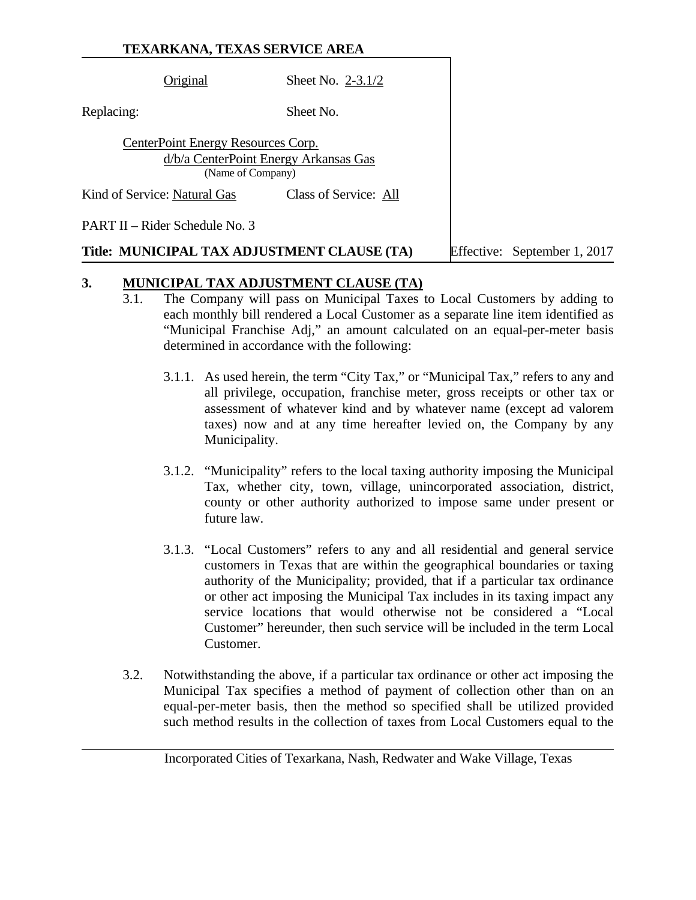**TEXARKANA, TEXAS SERVICE AREA**

Original Sheet No. 2-3.1/2

Replacing: Sheet No.

CenterPoint Energy Resources Corp.
d/b/a CenterPoint Energy Arkansas Gas
(Name of Company)

Kind of Service: Natural Gas Class of Service: All

PART II – Rider Schedule No. 3

**Title: MUNICIPAL TAX ADJUSTMENT CLAUSE (TA)** Effective: September 1, 2017

## 3. MUNICIPAL TAX ADJUSTMENT CLAUSE (TA)

3.1. The Company will pass on Municipal Taxes to Local Customers by adding to each monthly bill rendered a Local Customer as a separate line item identified as "Municipal Franchise Adj," an amount calculated on an equal-per-meter basis determined in accordance with the following:

3.1.1. As used herein, the term "City Tax," or "Municipal Tax," refers to any and all privilege, occupation, franchise meter, gross receipts or other tax or assessment of whatever kind and by whatever name (except ad valorem taxes) now and at any time hereafter levied on, the Company by any Municipality.

3.1.2. "Municipality" refers to the local taxing authority imposing the Municipal Tax, whether city, town, village, unincorporated association, district, county or other authority authorized to impose same under present or future law.

3.1.3. "Local Customers" refers to any and all residential and general service customers in Texas that are within the geographical boundaries or taxing authority of the Municipality; provided, that if a particular tax ordinance or other act imposing the Municipal Tax includes in its taxing impact any service locations that would otherwise not be considered a "Local Customer" hereunder, then such service will be included in the term Local Customer.

3.2. Notwithstanding the above, if a particular tax ordinance or other act imposing the Municipal Tax specifies a method of payment of collection other than on an equal-per-meter basis, then the method so specified shall be utilized provided such method results in the collection of taxes from Local Customers equal to the

Incorporated Cities of Texarkana, Nash, Redwater and Wake Village, Texas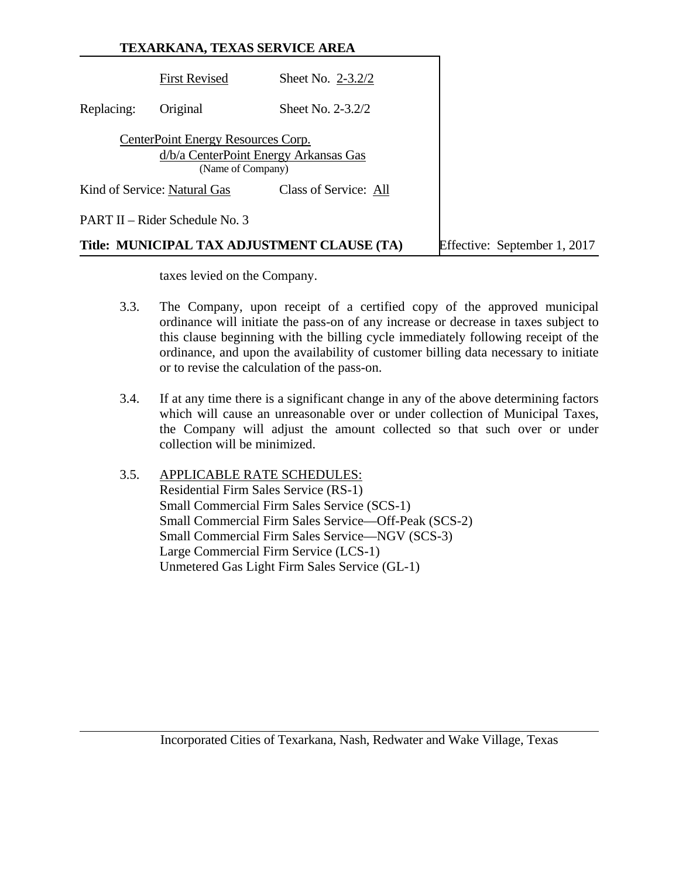taxes levied on the Company.

3.3. The Company, upon receipt of a certified copy of the approved municipal ordinance will initiate the pass-on of any increase or decrease in taxes subject to this clause beginning with the billing cycle immediately following receipt of the ordinance, and upon the availability of customer billing data necessary to initiate or to revise the calculation of the pass-on.

3.4. If at any time there is a significant change in any of the above determining factors which will cause an unreasonable over or under collection of Municipal Taxes, the Company will adjust the amount collected so that such over or under collection will be minimized.

3.5. APPLICABLE RATE SCHEDULES:
Residential Firm Sales Service (RS-1)
Small Commercial Firm Sales Service (SCS-1)
Small Commercial Firm Sales Service—Off-Peak (SCS-2)
Small Commercial Firm Sales Service—NGV (SCS-3)
Large Commercial Firm Service (LCS-1)
Unmetered Gas Light Firm Sales Service (GL-1)